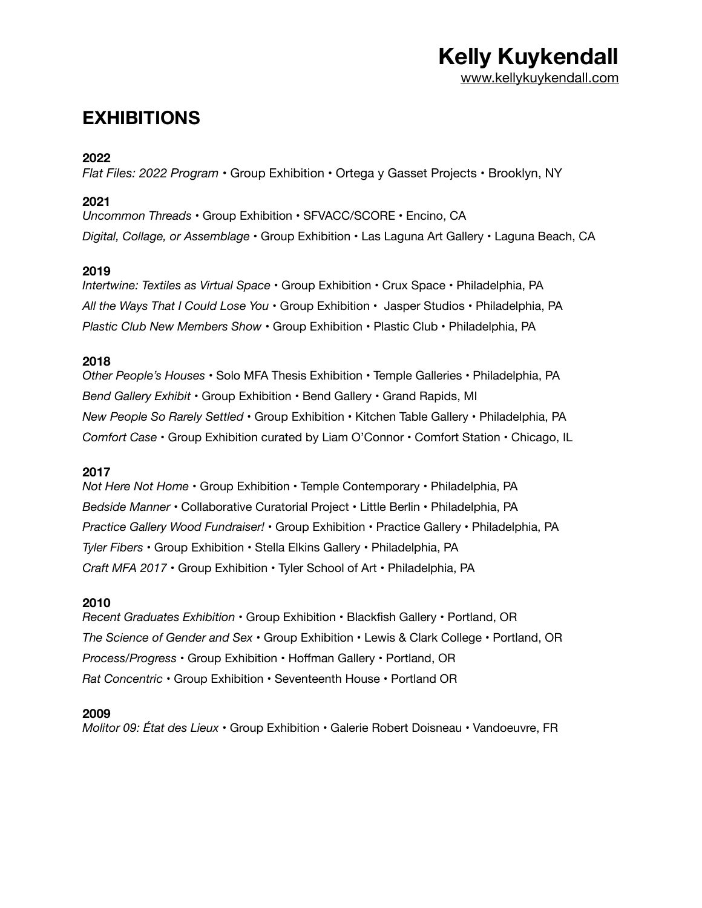# Kelly Kuykendall

www.kellykuykendall.com

## EXHIBITIONS

**2022**

*Flat Files: 2022 Program* • Group Exhibition • Ortega y Gasset Projects • Brooklyn, NY

**2021**

*Uncommon Threads* • Group Exhibition • SFVACC/SCORE • Encino, CA

*Digital, Collage, or Assemblage* • Group Exhibition • Las Laguna Art Gallery • Laguna Beach, CA

**2019**

*Intertwine: Textiles as Virtual Space* • Group Exhibition • Crux Space • Philadelphia, PA

*All the Ways That I Could Lose You* • Group Exhibition • Jasper Studios • Philadelphia, PA

*Plastic Club New Members Show* • Group Exhibition • Plastic Club • Philadelphia, PA

**2018**

*Other People's Houses* • Solo MFA Thesis Exhibition • Temple Galleries • Philadelphia, PA

*Bend Gallery Exhibit* • Group Exhibition • Bend Gallery • Grand Rapids, MI

*New People So Rarely Settled* • Group Exhibition • Kitchen Table Gallery • Philadelphia, PA

*Comfort Case* • Group Exhibition curated by Liam O'Connor • Comfort Station • Chicago, IL

**2017**

*Not Here Not Home* • Group Exhibition • Temple Contemporary • Philadelphia, PA

*Bedside Manner* • Collaborative Curatorial Project • Little Berlin • Philadelphia, PA

*Practice Gallery Wood Fundraiser!* • Group Exhibition • Practice Gallery • Philadelphia, PA

*Tyler Fibers* • Group Exhibition • Stella Elkins Gallery • Philadelphia, PA

*Craft MFA 2017* • Group Exhibition • Tyler School of Art • Philadelphia, PA

**2010**

*Recent Graduates Exhibition* • Group Exhibition • Blackfish Gallery • Portland, OR

*The Science of Gender and Sex* • Group Exhibition • Lewis & Clark College • Portland, OR

*Process/Progress* • Group Exhibition • Hoffman Gallery • Portland, OR

*Rat Concentric* • Group Exhibition • Seventeenth House • Portland OR

**2009**

*Molitor 09: État des Lieux* • Group Exhibition • Galerie Robert Doisneau • Vandoeuvre, FR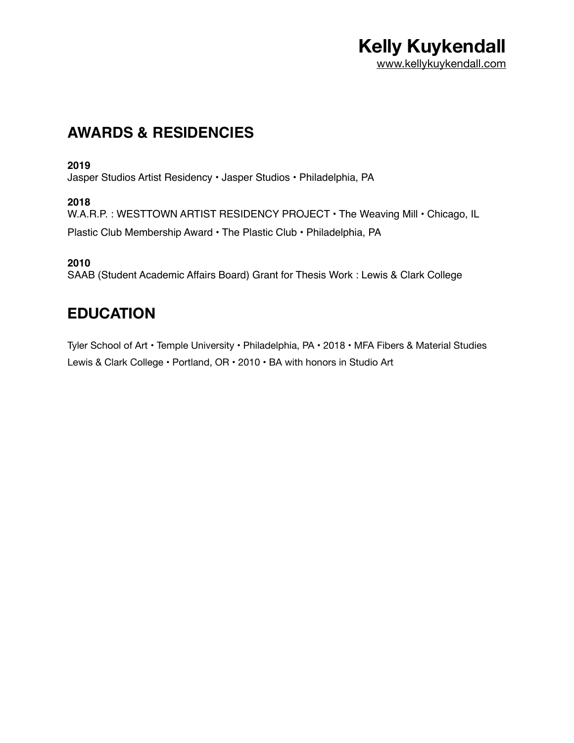# Kelly Kuykendall

www.kellykuykendall.com

## AWARDS & RESIDENCIES

**2019**

Jasper Studios Artist Residency • Jasper Studios • Philadelphia, PA

**2018**

W.A.R.P. : WESTTOWN ARTIST RESIDENCY PROJECT • The Weaving Mill • Chicago, IL

Plastic Club Membership Award • The Plastic Club • Philadelphia, PA

**2010**

SAAB (Student Academic Affairs Board) Grant for Thesis Work : Lewis & Clark College

## EDUCATION

Tyler School of Art • Temple University • Philadelphia, PA • 2018 • MFA Fibers & Material Studies

Lewis & Clark College • Portland, OR • 2010 • BA with honors in Studio Art